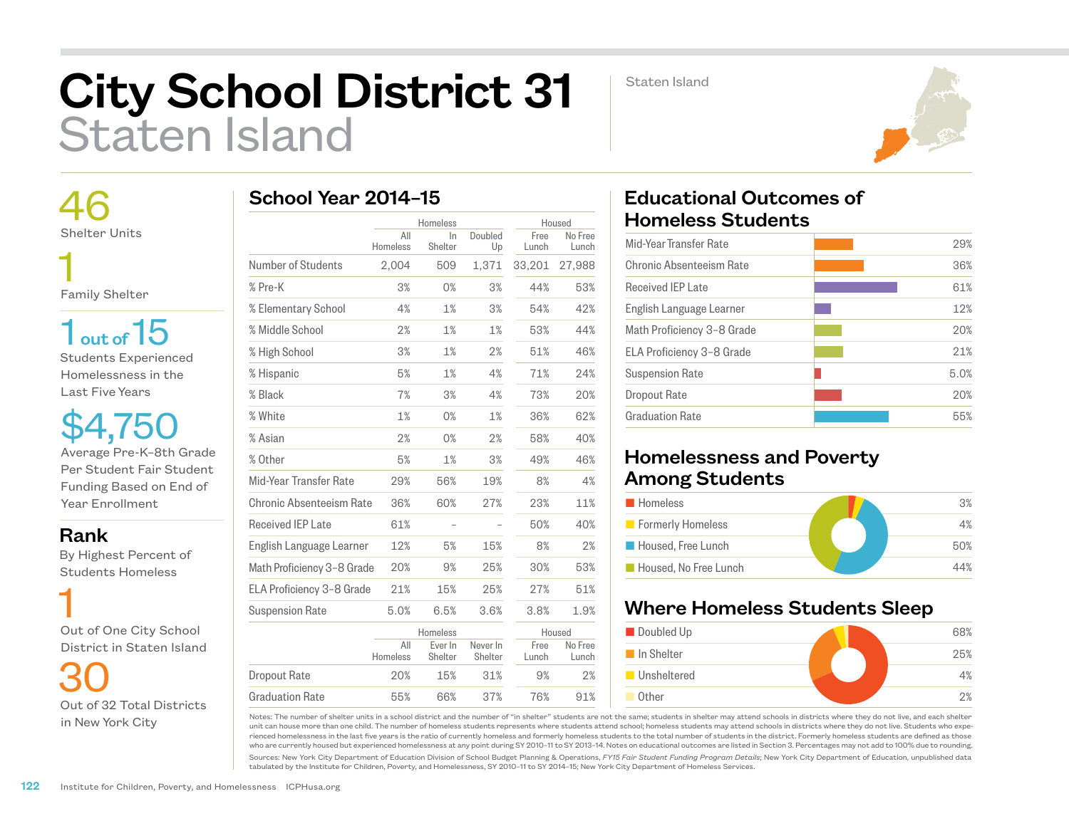# City School District 31
# Staten Island

Staten Island

**46**
Shelter Units

**1**
Family Shelter

**1 out of 15**
Students Experienced Homelessness in the Last Five Years

**$4,750**
Average Pre-K–8th Grade Per Student Fair Student Funding Based on End of Year Enrollment

## Rank

By Highest Percent of Students Homeless

**1**
Out of One City School District in Staten Island

**30**
Out of 32 Total Districts in New York City

## School Year 2014–15

| | Homeless | | | Housed | |
|---|---|---|---|---|---|
| | All Homeless | In Shelter | Doubled Up | Free Lunch | No Free Lunch |
| Number of Students | 2,004 | 509 | 1,371 | 33,201 | 27,988 |
| % Pre-K | 3% | 0% | 3% | 44% | 53% |
| % Elementary School | 4% | 1% | 3% | 54% | 42% |
| % Middle School | 2% | 1% | 1% | 53% | 44% |
| % High School | 3% | 1% | 2% | 51% | 46% |
| % Hispanic | 5% | 1% | 4% | 71% | 24% |
| % Black | 7% | 3% | 4% | 73% | 20% |
| % White | 1% | 0% | 1% | 36% | 62% |
| % Asian | 2% | 0% | 2% | 58% | 40% |
| % Other | 5% | 1% | 3% | 49% | 46% |
| Mid-Year Transfer Rate | 29% | 56% | 19% | 8% | 4% |
| Chronic Absenteeism Rate | 36% | 60% | 27% | 23% | 11% |
| Received IEP Late | 61% | – | – | 50% | 40% |
| English Language Learner | 12% | 5% | 15% | 8% | 2% |
| Math Proficiency 3–8 Grade | 20% | 9% | 25% | 30% | 53% |
| ELA Proficiency 3–8 Grade | 21% | 15% | 25% | 27% | 51% |
| Suspension Rate | 5.0% | 6.5% | 3.6% | 3.8% | 1.9% |

| | Homeless | | | Housed | |
|---|---|---|---|---|---|
| | All Homeless | Ever In Shelter | Never In Shelter | Free Lunch | No Free Lunch |
| Dropout Rate | 20% | 15% | 31% | 9% | 2% |
| Graduation Rate | 55% | 66% | 37% | 76% | 91% |

## Educational Outcomes of Homeless Students

| Outcome | Rate |
|---|---|
| Mid-Year Transfer Rate | 29% |
| Chronic Absenteeism Rate | 36% |
| Received IEP Late | 61% |
| English Language Learner | 12% |
| Math Proficiency 3–8 Grade | 20% |
| ELA Proficiency 3–8 Grade | 21% |
| Suspension Rate | 5.0% |
| Dropout Rate | 20% |
| Graduation Rate | 55% |

## Homelessness and Poverty Among Students

| Category | Percent |
|---|---|
| Homeless | 3% |
| Formerly Homeless | 4% |
| Housed, Free Lunch | 50% |
| Housed, No Free Lunch | 44% |

## Where Homeless Students Sleep

| Category | Percent |
|---|---|
| Doubled Up | 68% |
| In Shelter | 25% |
| Unsheltered | 4% |
| Other | 2% |

Notes: The number of shelter units in a school district and the number of "in shelter" students are not the same; students in shelter may attend schools in districts where they do not live, and each shelter unit can house more than one child. The number of homeless students represents where students attend school; homeless students may attend schools in districts where they do not live. Students who experienced homelessness in the last five years is the ratio of currently homeless and formerly homeless students to the total number of students in the district. Formerly homeless students are defined as those who are currently housed but experienced homelessness at any point during SY 2010–11 to SY 2013–14. Notes on educational outcomes are listed in Section 3. Percentages may not add to 100% due to rounding.

Sources: New York City Department of Education Division of School Budget Planning & Operations, *FY15 Fair Student Funding Program Details*; New York City Department of Education, unpublished data tabulated by the Institute for Children, Poverty, and Homelessness, SY 2010–11 to SY 2014–15; New York City Department of Homeless Services.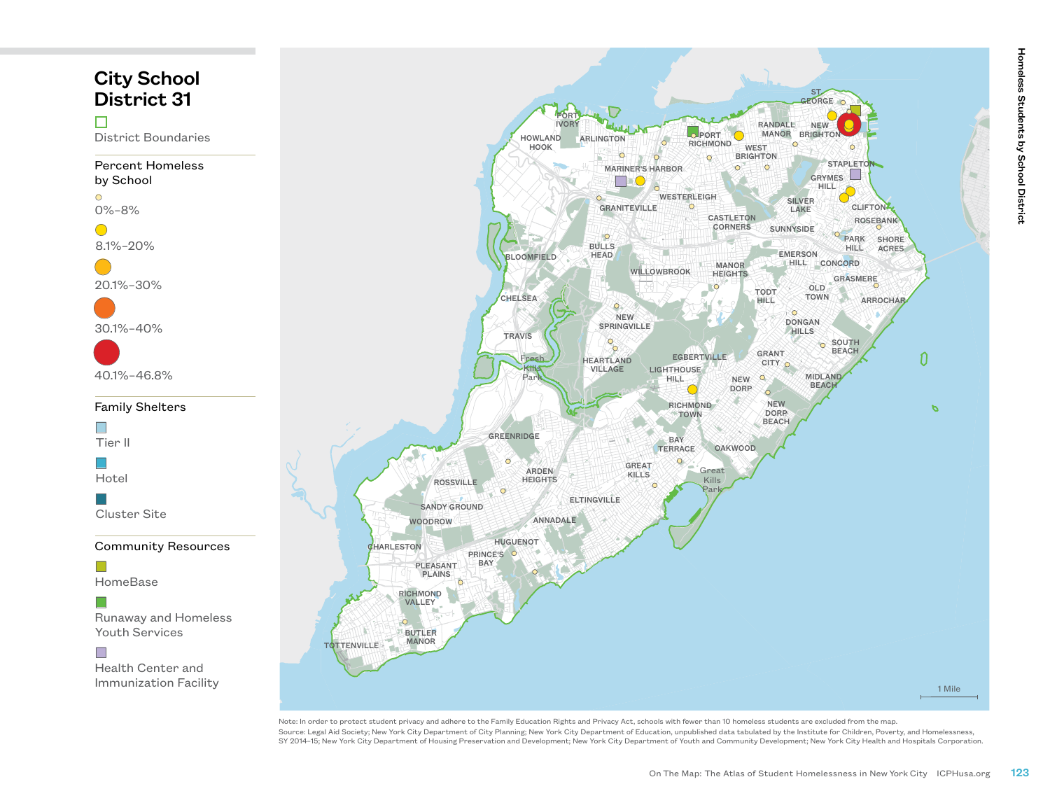# City School District 31

District Boundaries

Percent Homeless by School

0%–8%

8.1%–20%

20.1%–30%

30.1%–40%

40.1%–46.8%

Family Shelters

Tier II

Hotel

Cluster Site

Community Resources

HomeBase

Runaway and Homeless Youth Services

Health Center and Immunization Facility

ST. GEORGE
NEW BRIGHTON
RANDALL MANOR
PORT IVORY
HOWLAND HOOK
ARLINGTON
PORT RICHMOND
WEST BRIGHTON
MARINER'S HARBOR
STAPLETON
GRYMES HILL
WESTERLEIGH
GRANITEVILLE
SILVER LAKE
CLIFTON
CASTLETON CORNERS
ROSEBANK
SUNNYSIDE
BULLS HEAD
PARK HILL
SHORE ACRES
EMERSON HILL
BLOOMFIELD
CONCORD
WILLOWBROOK
MANOR HEIGHTS
GRASMERE
TODT HILL
OLD TOWN
CHELSEA
ARROCHAR
NEW SPRINGVILLE
DONGAN HILLS
TRAVIS
SOUTH BEACH
Fresh Kills Park
HEARTLAND VILLAGE
EGBERTVILLE
GRANT CITY
LIGHTHOUSE HILL
NEW DORP
MIDLAND BEACH
RICHMOND TOWN
NEW DORP BEACH
GREENRIDGE
BAY TERRACE
OAKWOOD
ARDEN HEIGHTS
GREAT KILLS
Great Kills Park
ROSSVILLE
ELTINGVILLE
SANDY GROUND
WOODROW
ANNADALE
HUGUENOT
CHARLESTON
PRINCE'S BAY
PLEASANT PLAINS
RICHMOND VALLEY
BUTLER MANOR
TOTTENVILLE

1 Mile

Note: In order to protect student privacy and adhere to the Family Education Rights and Privacy Act, schools with fewer than 10 homeless students are excluded from the map.

Source: Legal Aid Society; New York City Department of City Planning; New York City Department of Education, unpublished data tabulated by the Institute for Children, Poverty, and Homelessness, SY 2014–15; New York City Department of Housing Preservation and Development; New York City Department of Youth and Community Development; New York City Health and Hospitals Corporation.